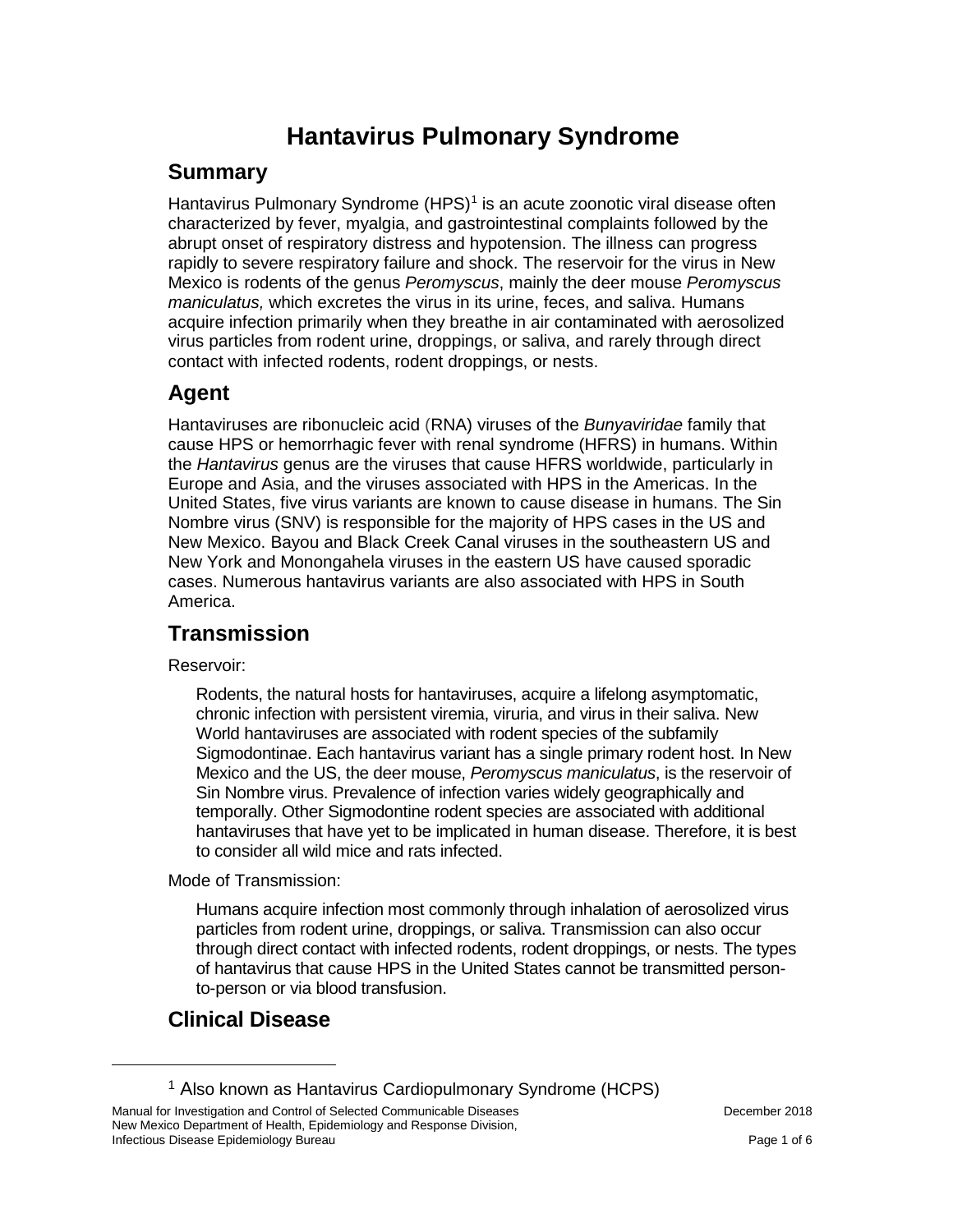# Hantavirus Pulmonary Syndrome

## Summary

Hantavirus Pulmonary Syndrome (HPS)[1] is an acute zoonotic viral disease often characterized by fever, myalgia, and gastrointestinal complaints followed by the abrupt onset of respiratory distress and hypotension. The illness can progress rapidly to severe respiratory failure and shock. The reservoir for the virus in New Mexico is rodents of the genus *Peromyscus*, mainly the deer mouse *Peromyscus maniculatus,* which excretes the virus in its urine, feces, and saliva. Humans acquire infection primarily when they breathe in air contaminated with aerosolized virus particles from rodent urine, droppings, or saliva, and rarely through direct contact with infected rodents, rodent droppings, or nests.

## Agent

Hantaviruses are ribonucleic acid (RNA) viruses of the *Bunyaviridae* family that cause HPS or hemorrhagic fever with renal syndrome (HFRS) in humans. Within the *Hantavirus* genus are the viruses that cause HFRS worldwide, particularly in Europe and Asia, and the viruses associated with HPS in the Americas. In the United States, five virus variants are known to cause disease in humans. The Sin Nombre virus (SNV) is responsible for the majority of HPS cases in the US and New Mexico. Bayou and Black Creek Canal viruses in the southeastern US and New York and Monongahela viruses in the eastern US have caused sporadic cases. Numerous hantavirus variants are also associated with HPS in South America.

## Transmission

Reservoir:

Rodents, the natural hosts for hantaviruses, acquire a lifelong asymptomatic, chronic infection with persistent viremia, viruria, and virus in their saliva. New World hantaviruses are associated with rodent species of the subfamily Sigmodontinae. Each hantavirus variant has a single primary rodent host. In New Mexico and the US, the deer mouse, *Peromyscus maniculatus*, is the reservoir of Sin Nombre virus. Prevalence of infection varies widely geographically and temporally. Other Sigmodontine rodent species are associated with additional hantaviruses that have yet to be implicated in human disease. Therefore, it is best to consider all wild mice and rats infected.

Mode of Transmission:

Humans acquire infection most commonly through inhalation of aerosolized virus particles from rodent urine, droppings, or saliva. Transmission can also occur through direct contact with infected rodents, rodent droppings, or nests. The types of hantavirus that cause HPS in the United States cannot be transmitted person-to-person or via blood transfusion.

## Clinical Disease

[1] Also known as Hantavirus Cardiopulmonary Syndrome (HCPS)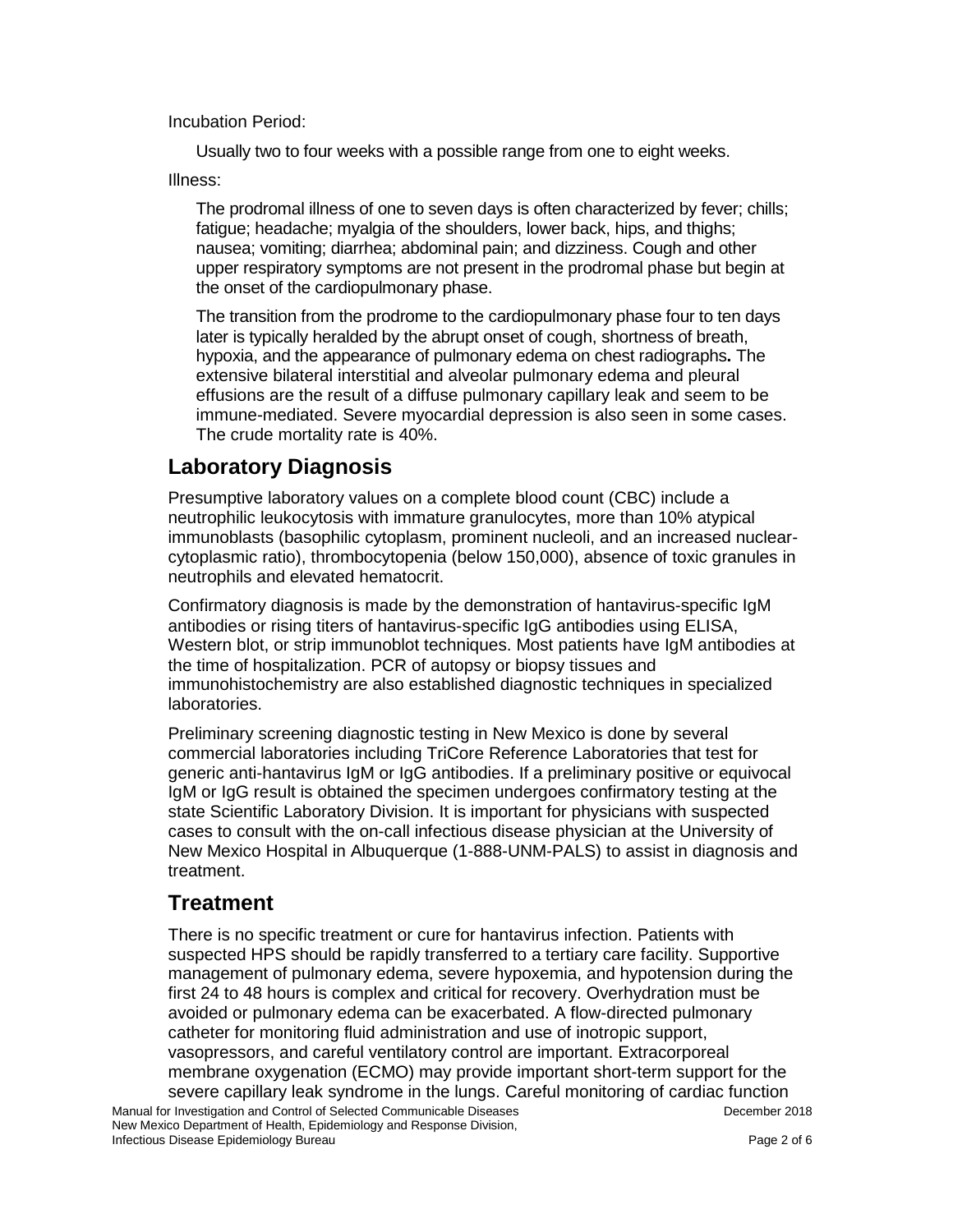Incubation Period:

Usually two to four weeks with a possible range from one to eight weeks.

Illness:

The prodromal illness of one to seven days is often characterized by fever; chills; fatigue; headache; myalgia of the shoulders, lower back, hips, and thighs; nausea; vomiting; diarrhea; abdominal pain; and dizziness. Cough and other upper respiratory symptoms are not present in the prodromal phase but begin at the onset of the cardiopulmonary phase.

The transition from the prodrome to the cardiopulmonary phase four to ten days later is typically heralded by the abrupt onset of cough, shortness of breath, hypoxia, and the appearance of pulmonary edema on chest radiographs**.** The extensive bilateral interstitial and alveolar pulmonary edema and pleural effusions are the result of a diffuse pulmonary capillary leak and seem to be immune-mediated. Severe myocardial depression is also seen in some cases. The crude mortality rate is 40%.

## Laboratory Diagnosis

Presumptive laboratory values on a complete blood count (CBC) include a neutrophilic leukocytosis with immature granulocytes, more than 10% atypical immunoblasts (basophilic cytoplasm, prominent nucleoli, and an increased nuclear-cytoplasmic ratio), thrombocytopenia (below 150,000), absence of toxic granules in neutrophils and elevated hematocrit.

Confirmatory diagnosis is made by the demonstration of hantavirus-specific IgM antibodies or rising titers of hantavirus-specific IgG antibodies using ELISA, Western blot, or strip immunoblot techniques. Most patients have IgM antibodies at the time of hospitalization. PCR of autopsy or biopsy tissues and immunohistochemistry are also established diagnostic techniques in specialized laboratories.

Preliminary screening diagnostic testing in New Mexico is done by several commercial laboratories including TriCore Reference Laboratories that test for generic anti-hantavirus IgM or IgG antibodies. If a preliminary positive or equivocal IgM or IgG result is obtained the specimen undergoes confirmatory testing at the state Scientific Laboratory Division. It is important for physicians with suspected cases to consult with the on-call infectious disease physician at the University of New Mexico Hospital in Albuquerque (1-888-UNM-PALS) to assist in diagnosis and treatment.

## Treatment

There is no specific treatment or cure for hantavirus infection. Patients with suspected HPS should be rapidly transferred to a tertiary care facility. Supportive management of pulmonary edema, severe hypoxemia, and hypotension during the first 24 to 48 hours is complex and critical for recovery. Overhydration must be avoided or pulmonary edema can be exacerbated. A flow-directed pulmonary catheter for monitoring fluid administration and use of inotropic support, vasopressors, and careful ventilatory control are important. Extracorporeal membrane oxygenation (ECMO) may provide important short-term support for the severe capillary leak syndrome in the lungs. Careful monitoring of cardiac function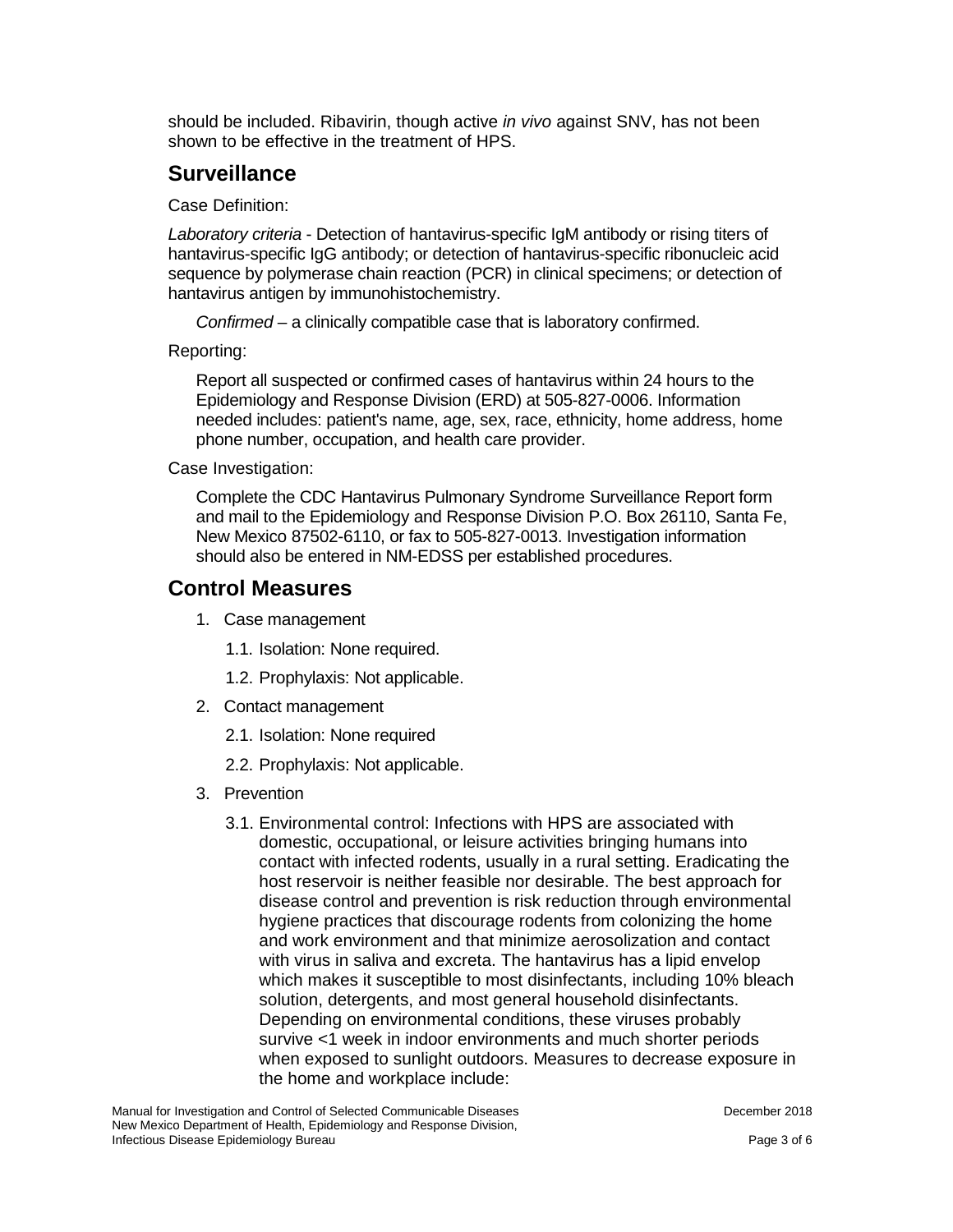should be included. Ribavirin, though active *in vivo* against SNV, has not been shown to be effective in the treatment of HPS.

## Surveillance

Case Definition:

*Laboratory criteria* - Detection of hantavirus-specific IgM antibody or rising titers of hantavirus-specific IgG antibody; or detection of hantavirus-specific ribonucleic acid sequence by polymerase chain reaction (PCR) in clinical specimens; or detection of hantavirus antigen by immunohistochemistry.

*Confirmed* – a clinically compatible case that is laboratory confirmed.

Reporting:

Report all suspected or confirmed cases of hantavirus within 24 hours to the Epidemiology and Response Division (ERD) at 505-827-0006. Information needed includes: patient's name, age, sex, race, ethnicity, home address, home phone number, occupation, and health care provider.

Case Investigation:

Complete the CDC Hantavirus Pulmonary Syndrome Surveillance Report form and mail to the Epidemiology and Response Division P.O. Box 26110, Santa Fe, New Mexico 87502-6110, or fax to 505-827-0013. Investigation information should also be entered in NM-EDSS per established procedures.

## Control Measures

1. Case management
   - 1.1. Isolation: None required.
   - 1.2. Prophylaxis: Not applicable.
2. Contact management
   - 2.1. Isolation: None required
   - 2.2. Prophylaxis: Not applicable.
3. Prevention
   - 3.1. Environmental control: Infections with HPS are associated with domestic, occupational, or leisure activities bringing humans into contact with infected rodents, usually in a rural setting. Eradicating the host reservoir is neither feasible nor desirable. The best approach for disease control and prevention is risk reduction through environmental hygiene practices that discourage rodents from colonizing the home and work environment and that minimize aerosolization and contact with virus in saliva and excreta. The hantavirus has a lipid envelop which makes it susceptible to most disinfectants, including 10% bleach solution, detergents, and most general household disinfectants. Depending on environmental conditions, these viruses probably survive <1 week in indoor environments and much shorter periods when exposed to sunlight outdoors. Measures to decrease exposure in the home and workplace include: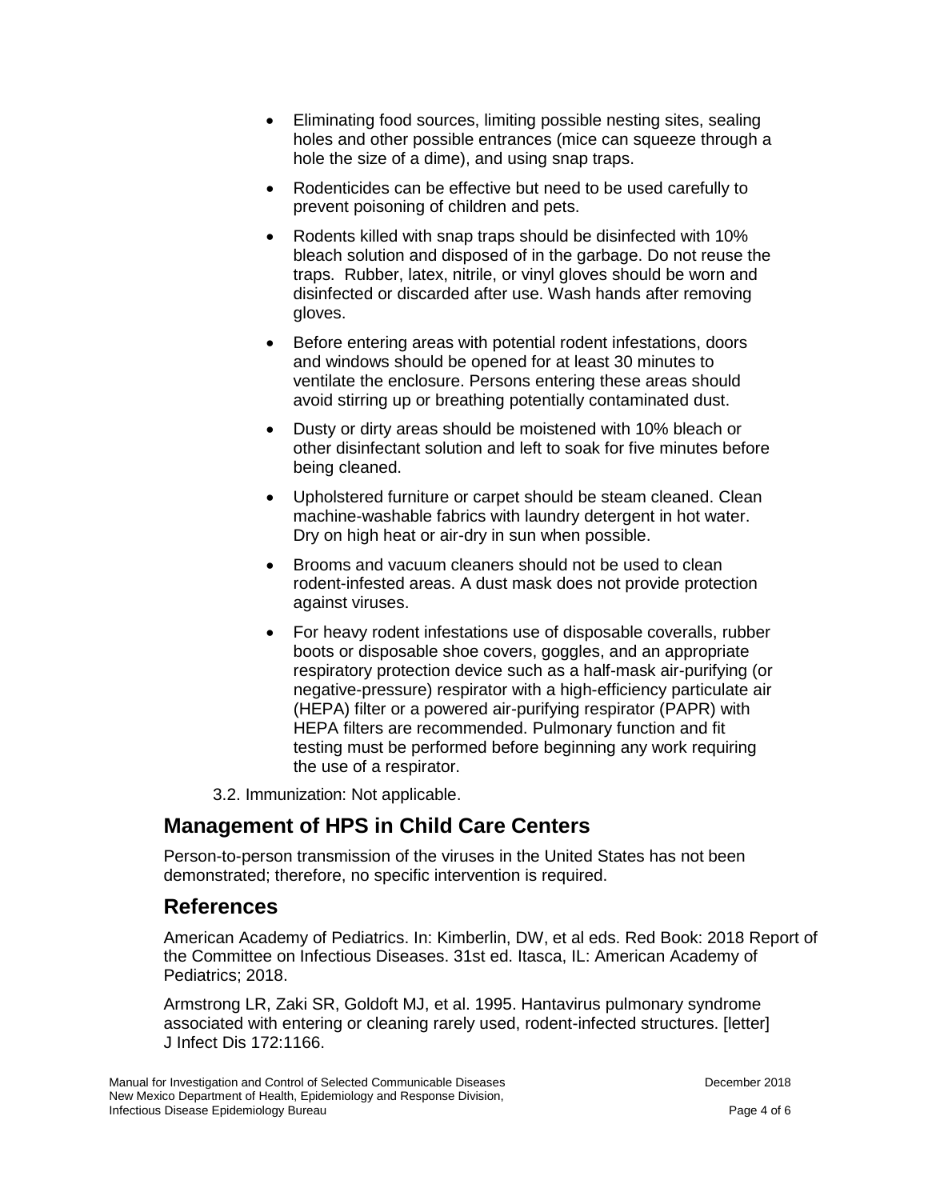- Eliminating food sources, limiting possible nesting sites, sealing holes and other possible entrances (mice can squeeze through a hole the size of a dime), and using snap traps.
- Rodenticides can be effective but need to be used carefully to prevent poisoning of children and pets.
- Rodents killed with snap traps should be disinfected with 10% bleach solution and disposed of in the garbage. Do not reuse the traps. Rubber, latex, nitrile, or vinyl gloves should be worn and disinfected or discarded after use. Wash hands after removing gloves.
- Before entering areas with potential rodent infestations, doors and windows should be opened for at least 30 minutes to ventilate the enclosure. Persons entering these areas should avoid stirring up or breathing potentially contaminated dust.
- Dusty or dirty areas should be moistened with 10% bleach or other disinfectant solution and left to soak for five minutes before being cleaned.
- Upholstered furniture or carpet should be steam cleaned. Clean machine-washable fabrics with laundry detergent in hot water. Dry on high heat or air-dry in sun when possible.
- Brooms and vacuum cleaners should not be used to clean rodent-infested areas. A dust mask does not provide protection against viruses.
- For heavy rodent infestations use of disposable coveralls, rubber boots or disposable shoe covers, goggles, and an appropriate respiratory protection device such as a half-mask air-purifying (or negative-pressure) respirator with a high-efficiency particulate air (HEPA) filter or a powered air-purifying respirator (PAPR) with HEPA filters are recommended. Pulmonary function and fit testing must be performed before beginning any work requiring the use of a respirator.

3.2. Immunization: Not applicable.

## Management of HPS in Child Care Centers

Person-to-person transmission of the viruses in the United States has not been demonstrated; therefore, no specific intervention is required.

## References

American Academy of Pediatrics. In: Kimberlin, DW, et al eds. Red Book: 2018 Report of the Committee on Infectious Diseases. 31st ed. Itasca, IL: American Academy of Pediatrics; 2018.

Armstrong LR, Zaki SR, Goldoft MJ, et al. 1995. Hantavirus pulmonary syndrome associated with entering or cleaning rarely used, rodent-infected structures. [letter] J Infect Dis 172:1166.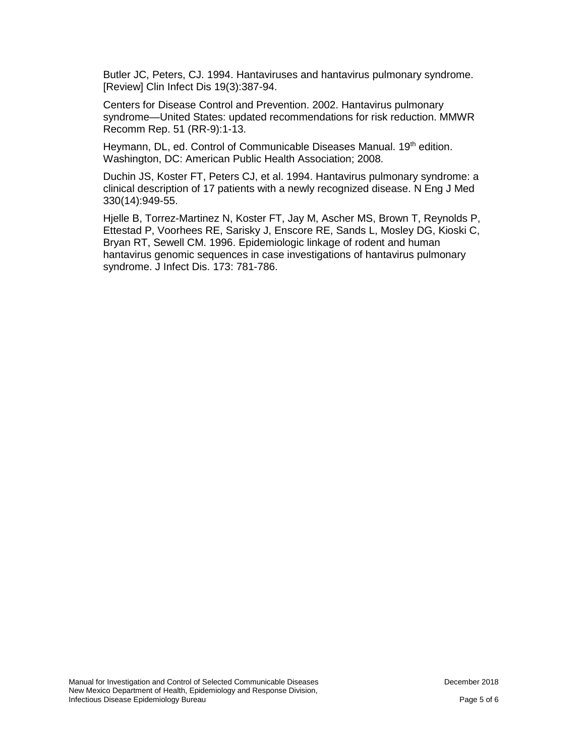Butler JC, Peters, CJ. 1994. Hantaviruses and hantavirus pulmonary syndrome. [Review] Clin Infect Dis 19(3):387-94.

Centers for Disease Control and Prevention. 2002. Hantavirus pulmonary syndrome—United States: updated recommendations for risk reduction. MMWR Recomm Rep. 51 (RR-9):1-13.

Heymann, DL, ed. Control of Communicable Diseases Manual. 19th edition. Washington, DC: American Public Health Association; 2008.

Duchin JS, Koster FT, Peters CJ, et al. 1994. Hantavirus pulmonary syndrome: a clinical description of 17 patients with a newly recognized disease. N Eng J Med 330(14):949-55.

Hjelle B, Torrez-Martinez N, Koster FT, Jay M, Ascher MS, Brown T, Reynolds P, Ettestad P, Voorhees RE, Sarisky J, Enscore RE, Sands L, Mosley DG, Kioski C, Bryan RT, Sewell CM. 1996. Epidemiologic linkage of rodent and human hantavirus genomic sequences in case investigations of hantavirus pulmonary syndrome. J Infect Dis. 173: 781-786.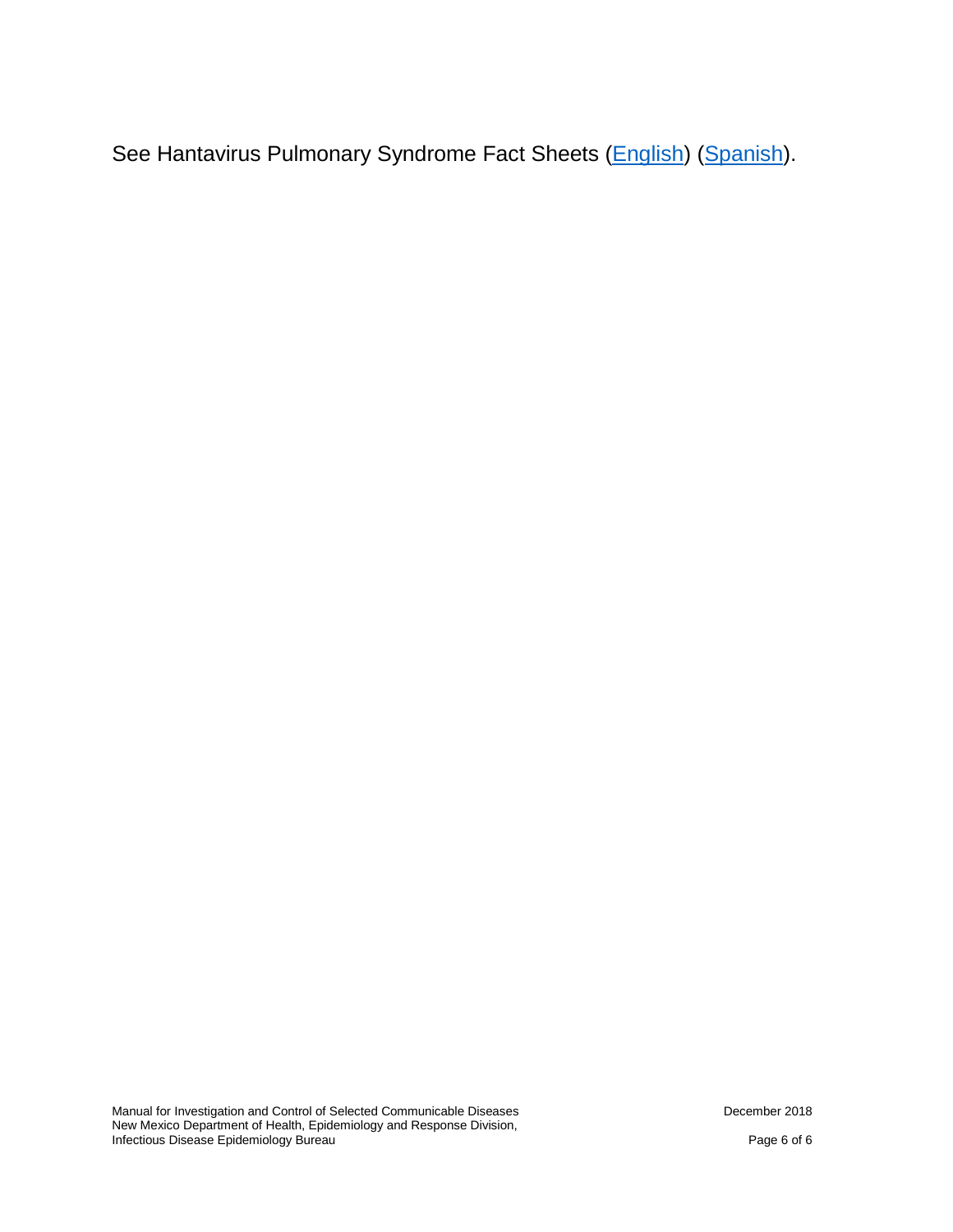See Hantavirus Pulmonary Syndrome Fact Sheets (English) (Spanish).